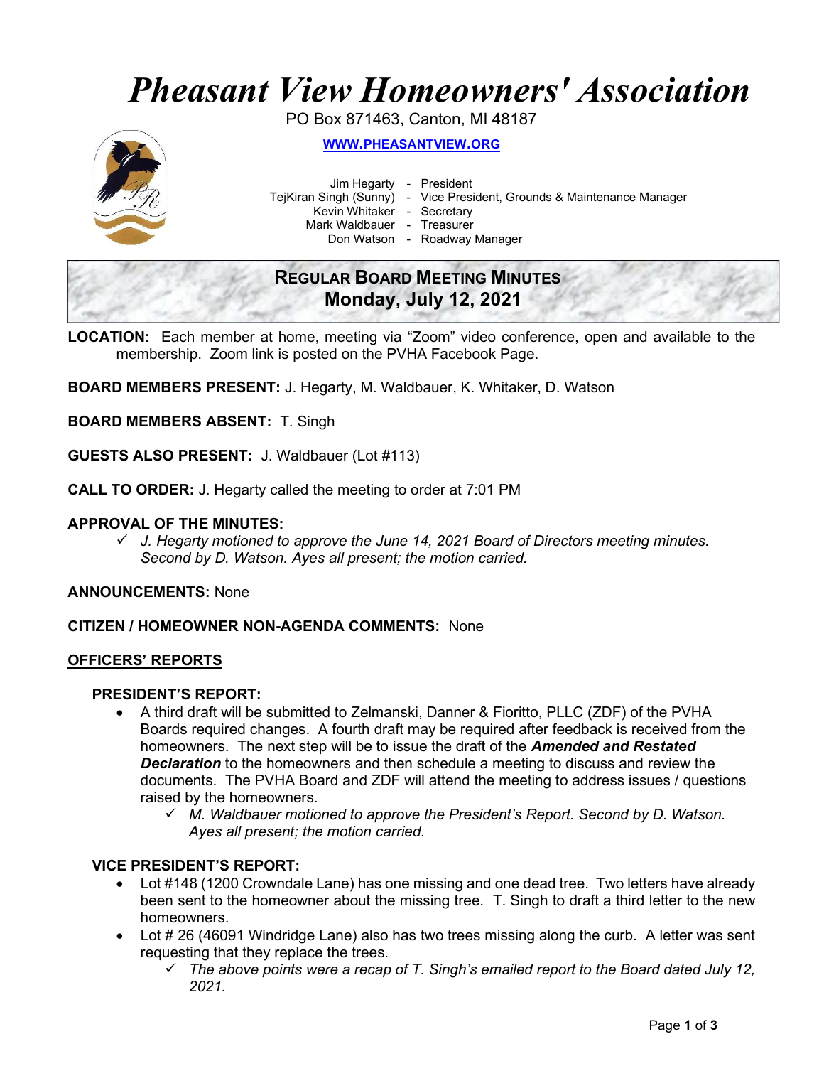# Pheasant View Homeowners' Association

PO Box 871463, Canton, MI 48187

**WWW.PHEASANTVIEW.ORG**

Jim Hegarty - President
TejKiran Singh (Sunny) - Vice President, Grounds & Maintenance Manager
Kevin Whitaker - Secretary
Mark Waldbauer - Treasurer
Don Watson - Roadway Manager

## REGULAR BOARD MEETING MINUTES
## Monday, July 12, 2021

**LOCATION:** Each member at home, meeting via "Zoom" video conference, open and available to the membership. Zoom link is posted on the PVHA Facebook Page.

**BOARD MEMBERS PRESENT:** J. Hegarty, M. Waldbauer, K. Whitaker, D. Watson

**BOARD MEMBERS ABSENT:** T. Singh

**GUESTS ALSO PRESENT:** J. Waldbauer (Lot #113)

**CALL TO ORDER:** J. Hegarty called the meeting to order at 7:01 PM

**APPROVAL OF THE MINUTES:**

- ✓ *J. Hegarty motioned to approve the June 14, 2021 Board of Directors meeting minutes. Second by D. Watson. Ayes all present; the motion carried.*

**ANNOUNCEMENTS:** None

**CITIZEN / HOMEOWNER NON-AGENDA COMMENTS:** None

### OFFICERS' REPORTS

#### PRESIDENT'S REPORT:

- A third draft will be submitted to Zelmanski, Danner & Fioritto, PLLC (ZDF) of the PVHA Boards required changes. A fourth draft may be required after feedback is received from the homeowners. The next step will be to issue the draft of the ***Amended and Restated Declaration*** to the homeowners and then schedule a meeting to discuss and review the documents. The PVHA Board and ZDF will attend the meeting to address issues / questions raised by the homeowners.
  - ✓ *M. Waldbauer motioned to approve the President's Report. Second by D. Watson. Ayes all present; the motion carried.*

#### VICE PRESIDENT'S REPORT:

- Lot #148 (1200 Crowndale Lane) has one missing and one dead tree. Two letters have already been sent to the homeowner about the missing tree. T. Singh to draft a third letter to the new homeowners.
- Lot # 26 (46091 Windridge Lane) also has two trees missing along the curb. A letter was sent requesting that they replace the trees.
  - ✓ *The above points were a recap of T. Singh's emailed report to the Board dated July 12, 2021.*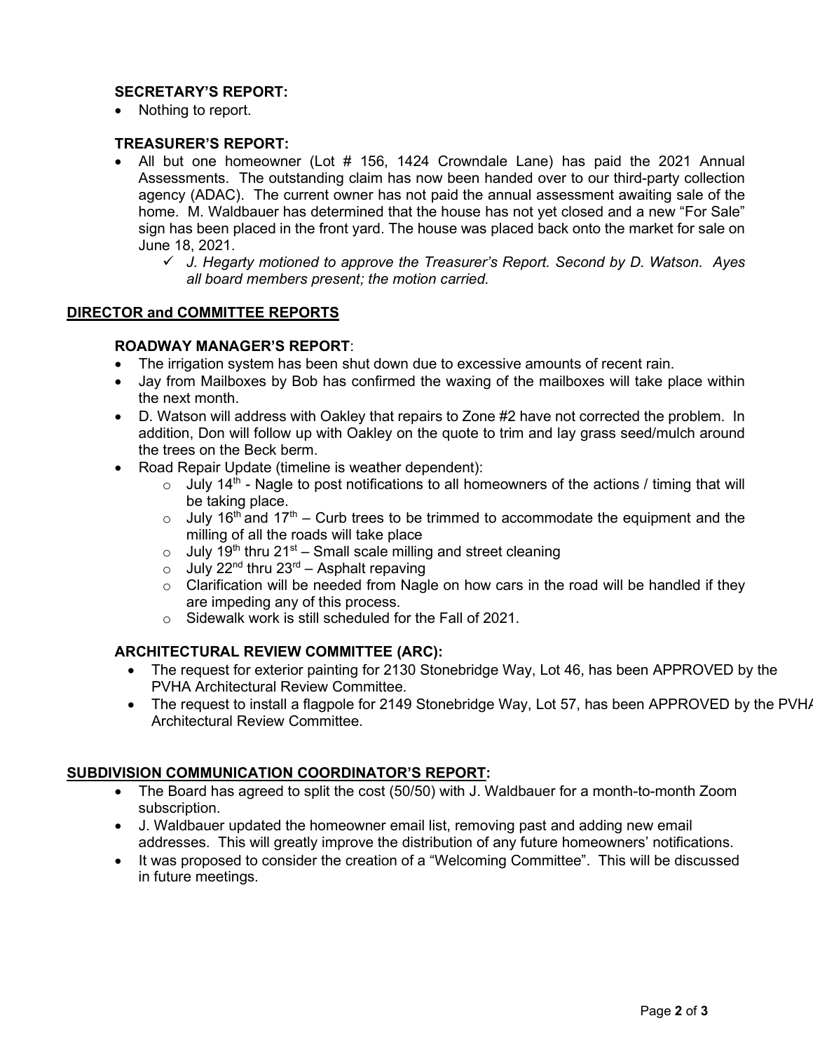### SECRETARY'S REPORT:

- Nothing to report.

### TREASURER'S REPORT:

- All but one homeowner (Lot # 156, 1424 Crowndale Lane) has paid the 2021 Annual Assessments. The outstanding claim has now been handed over to our third-party collection agency (ADAC). The current owner has not paid the annual assessment awaiting sale of the home. M. Waldbauer has determined that the house has not yet closed and a new "For Sale" sign has been placed in the front yard. The house was placed back onto the market for sale on June 18, 2021.
  - ✓ *J. Hegarty motioned to approve the Treasurer's Report. Second by D. Watson. Ayes all board members present; the motion carried.*

## DIRECTOR and COMMITTEE REPORTS

### ROADWAY MANAGER'S REPORT:

- The irrigation system has been shut down due to excessive amounts of recent rain.
- Jay from Mailboxes by Bob has confirmed the waxing of the mailboxes will take place within the next month.
- D. Watson will address with Oakley that repairs to Zone #2 have not corrected the problem. In addition, Don will follow up with Oakley on the quote to trim and lay grass seed/mulch around the trees on the Beck berm.
- Road Repair Update (timeline is weather dependent):
  - July 14th - Nagle to post notifications to all homeowners of the actions / timing that will be taking place.
  - July 16th and 17th – Curb trees to be trimmed to accommodate the equipment and the milling of all the roads will take place
  - July 19th thru 21st – Small scale milling and street cleaning
  - July 22nd thru 23rd – Asphalt repaving
  - Clarification will be needed from Nagle on how cars in the road will be handled if they are impeding any of this process.
  - Sidewalk work is still scheduled for the Fall of 2021.

### ARCHITECTURAL REVIEW COMMITTEE (ARC):

- The request for exterior painting for 2130 Stonebridge Way, Lot 46, has been APPROVED by the PVHA Architectural Review Committee.
- The request to install a flagpole for 2149 Stonebridge Way, Lot 57, has been APPROVED by the PVHA Architectural Review Committee.

## SUBDIVISION COMMUNICATION COORDINATOR'S REPORT:

- The Board has agreed to split the cost (50/50) with J. Waldbauer for a month-to-month Zoom subscription.
- J. Waldbauer updated the homeowner email list, removing past and adding new email addresses. This will greatly improve the distribution of any future homeowners' notifications.
- It was proposed to consider the creation of a "Welcoming Committee". This will be discussed in future meetings.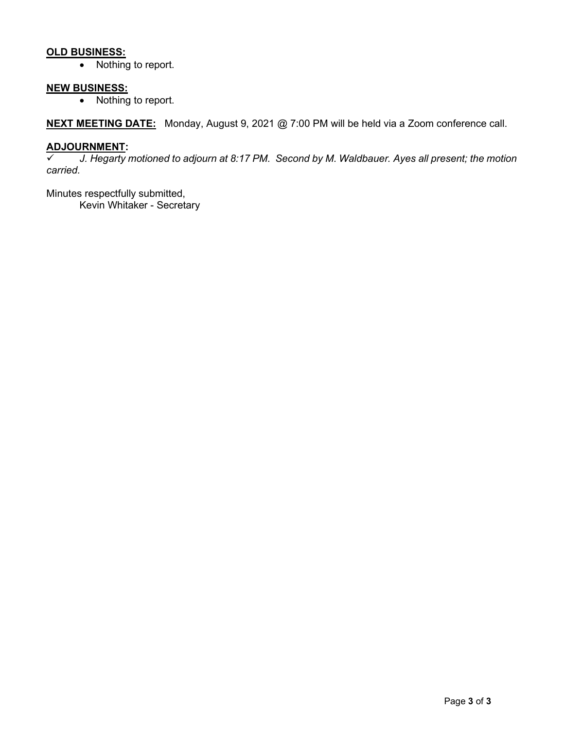**OLD BUSINESS:**

- Nothing to report.

**NEW BUSINESS:**

- Nothing to report.

**NEXT MEETING DATE:** Monday, August 9, 2021 @ 7:00 PM will be held via a Zoom conference call.

**ADJOURNMENT:**

✓ *J. Hegarty motioned to adjourn at 8:17 PM. Second by M. Waldbauer. Ayes all present; the motion carried.*

Minutes respectfully submitted,
Kevin Whitaker - Secretary